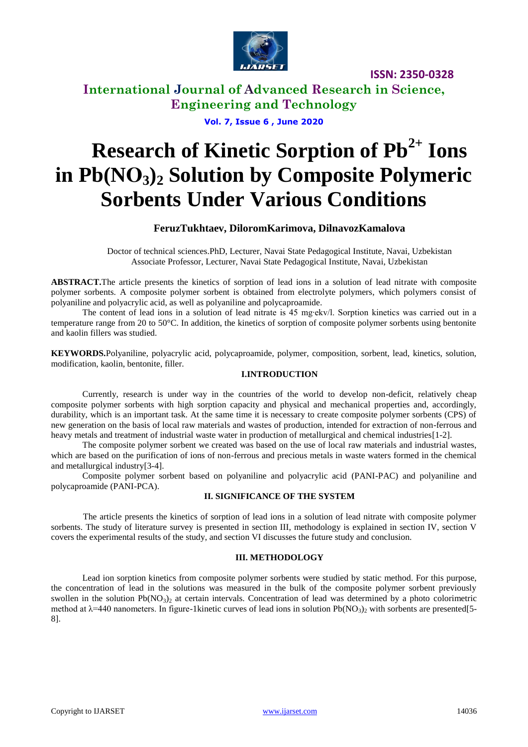# Research of Kinetic Sorption of $Pb^{2+}$ Ions in $Pb(NO_3)_2$ Solution by Composite Polymeric Sorbents Under Various Conditions

**FeruzTukhtaev, DiloromKarimova, DilnavozKamalova**

Doctor of technical sciences.PhD, Lecturer, Navai State Pedagogical Institute, Navai, Uzbekistan
Associate Professor, Lecturer, Navai State Pedagogical Institute, Navai, Uzbekistan

**ABSTRACT.**The article presents the kinetics of sorption of lead ions in a solution of lead nitrate with composite polymer sorbents. A composite polymer sorbent is obtained from electrolyte polymers, which polymers consist of polyaniline and polyacrylic acid, as well as polyaniline and polycaproamide.

The content of lead ions in a solution of lead nitrate is 45 mg·ekv/l. Sorption kinetics was carried out in a temperature range from 20 to 50°C. In addition, the kinetics of sorption of composite polymer sorbents using bentonite and kaolin fillers was studied.

**KEYWORDS.**Polyaniline, polyacrylic acid, polycaproamide, polymer, composition, sorbent, lead, kinetics, solution, modification, kaolin, bentonite, filler.

## I.INTRODUCTION

Currently, research is under way in the countries of the world to develop non-deficit, relatively cheap composite polymer sorbents with high sorption capacity and physical and mechanical properties and, accordingly, durability, which is an important task. At the same time it is necessary to create composite polymer sorbents (CPS) of new generation on the basis of local raw materials and wastes of production, intended for extraction of non-ferrous and heavy metals and treatment of industrial waste water in production of metallurgical and chemical industries[1-2].

The composite polymer sorbent we created was based on the use of local raw materials and industrial wastes, which are based on the purification of ions of non-ferrous and precious metals in waste waters formed in the chemical and metallurgical industry[3-4].

Composite polymer sorbent based on polyaniline and polyacrylic acid (PANI-PAC) and polyaniline and polycaproamide (PANI-PCA).

## II. SIGNIFICANCE OF THE SYSTEM

The article presents the kinetics of sorption of lead ions in a solution of lead nitrate with composite polymer sorbents. The study of literature survey is presented in section III, methodology is explained in section IV, section V covers the experimental results of the study, and section VI discusses the future study and conclusion.

## III. METHODOLOGY

Lead ion sorption kinetics from composite polymer sorbents were studied by static method. For this purpose, the concentration of lead in the solutions was measured in the bulk of the composite polymer sorbent previously swollen in the solution $Pb(NO_3)_2$ at certain intervals. Concentration of lead was determined by a photo colorimetric method at λ=440 nanometers. In figure-1kinetic curves of lead ions in solution $Pb(NO_3)_2$ with sorbents are presented[5-8].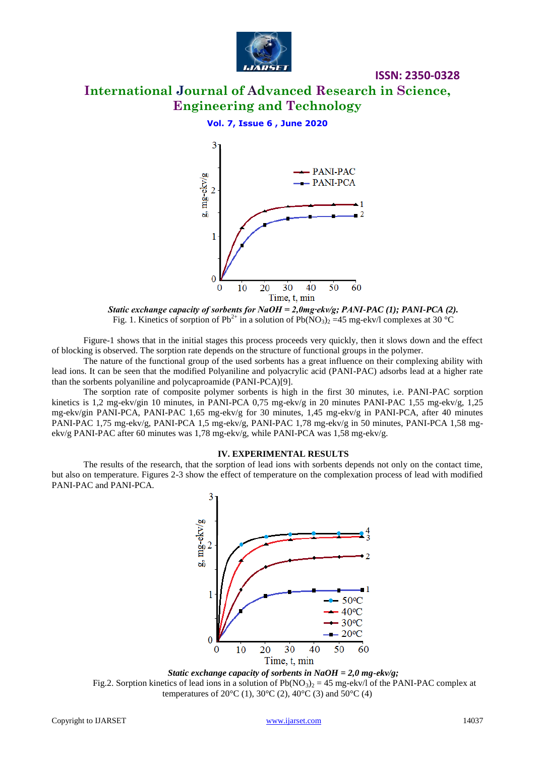*Static exchange capacity of sorbents for NaOH = 2,0mg·ekv/g; PANI-PAC (1); PANI-PCA (2).*

Fig. 1. Kinetics of sorption of $Pb^{2+}$ in a solution of $Pb(NO_3)_2$ =45 mg-ekv/l complexes at 30 °C

Figure-1 shows that in the initial stages this process proceeds very quickly, then it slows down and the effect of blocking is observed. The sorption rate depends on the structure of functional groups in the polymer.

The nature of the functional group of the used sorbents has a great influence on their complexing ability with lead ions. It can be seen that the modified Polyaniline and polyacrylic acid (PANI-PAC) adsorbs lead at a higher rate than the sorbents polyaniline and polycaproamide (PANI-PCA)[9].

The sorption rate of composite polymer sorbents is high in the first 30 minutes, i.e. PANI-PAC sorption kinetics is 1,2 mg-ekv/gin 10 minutes, in PANI-PCA 0,75 mg-ekv/g in 20 minutes PANI-PAC 1,55 mg-ekv/g, 1,25 mg-ekv/gin PANI-PCA, PANI-PAC 1,65 mg-ekv/g for 30 minutes, 1,45 mg-ekv/g in PANI-PCA, after 40 minutes PANI-PAC 1,75 mg-ekv/g, PANI-PCA 1,5 mg-ekv/g, PANI-PAC 1,78 mg-ekv/g in 50 minutes, PANI-PCA 1,58 mg-ekv/g PANI-PAC after 60 minutes was 1,78 mg-ekv/g, while PANI-PCA was 1,58 mg-ekv/g.

## IV. EXPERIMENTAL RESULTS

The results of the research, that the sorption of lead ions with sorbents depends not only on the contact time, but also on temperature. Figures 2-3 show the effect of temperature on the complexation process of lead with modified PANI-PAC and PANI-PCA.

*Static exchange capacity of sorbents in NaOH = 2,0 mg-ekv/g;*

Fig.2. Sorption kinetics of lead ions in a solution of $Pb(NO_3)_2$ = 45 mg-ekv/l of the PANI-PAC complex at temperatures of 20°C (1), 30°C (2), 40°C (3) and 50°C (4)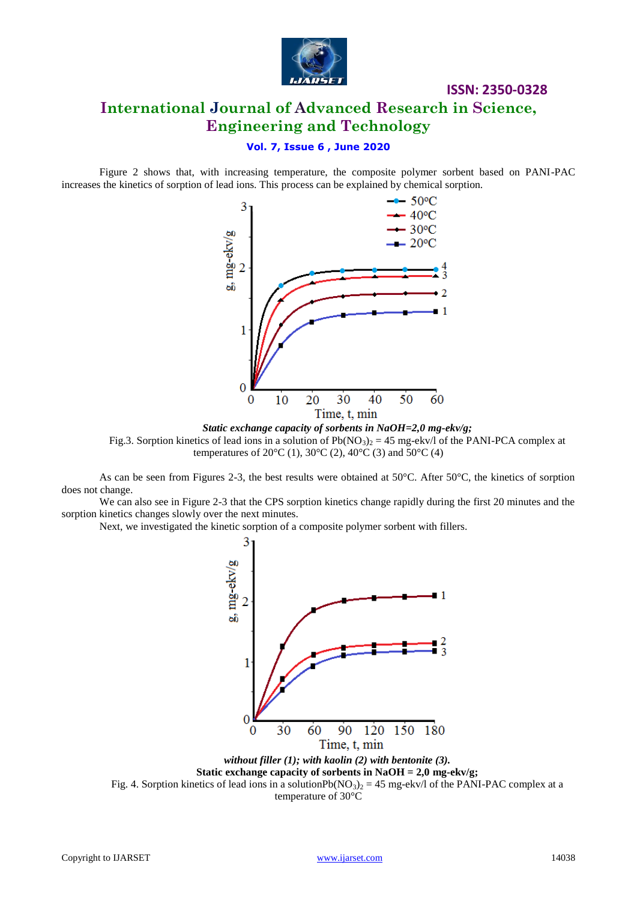Figure 2 shows that, with increasing temperature, the composite polymer sorbent based on PANI-PAC increases the kinetics of sorption of lead ions. This process can be explained by chemical sorption.

***Static exchange capacity of sorbents in NaOH=2,0 mg-ekv/g;***

Fig.3. Sorption kinetics of lead ions in a solution of $Pb(NO_3)_2$ = 45 mg-ekv/l of the PANI-PCA complex at temperatures of 20°C (1), 30°C (2), 40°C (3) and 50°C (4)

As can be seen from Figures 2-3, the best results were obtained at 50°C. After 50°C, the kinetics of sorption does not change.

We can also see in Figure 2-3 that the CPS sorption kinetics change rapidly during the first 20 minutes and the sorption kinetics changes slowly over the next minutes.

Next, we investigated the kinetic sorption of a composite polymer sorbent with fillers.

***without filler (1); with kaolin (2) with bentonite (3).***

**Static exchange capacity of sorbents in NaOH = 2,0 mg-ekv/g;**

Fig. 4. Sorption kinetics of lead ions in a solution$Pb(NO_3)_2$ = 45 mg-ekv/l of the PANI-PAC complex at a temperature of 30°C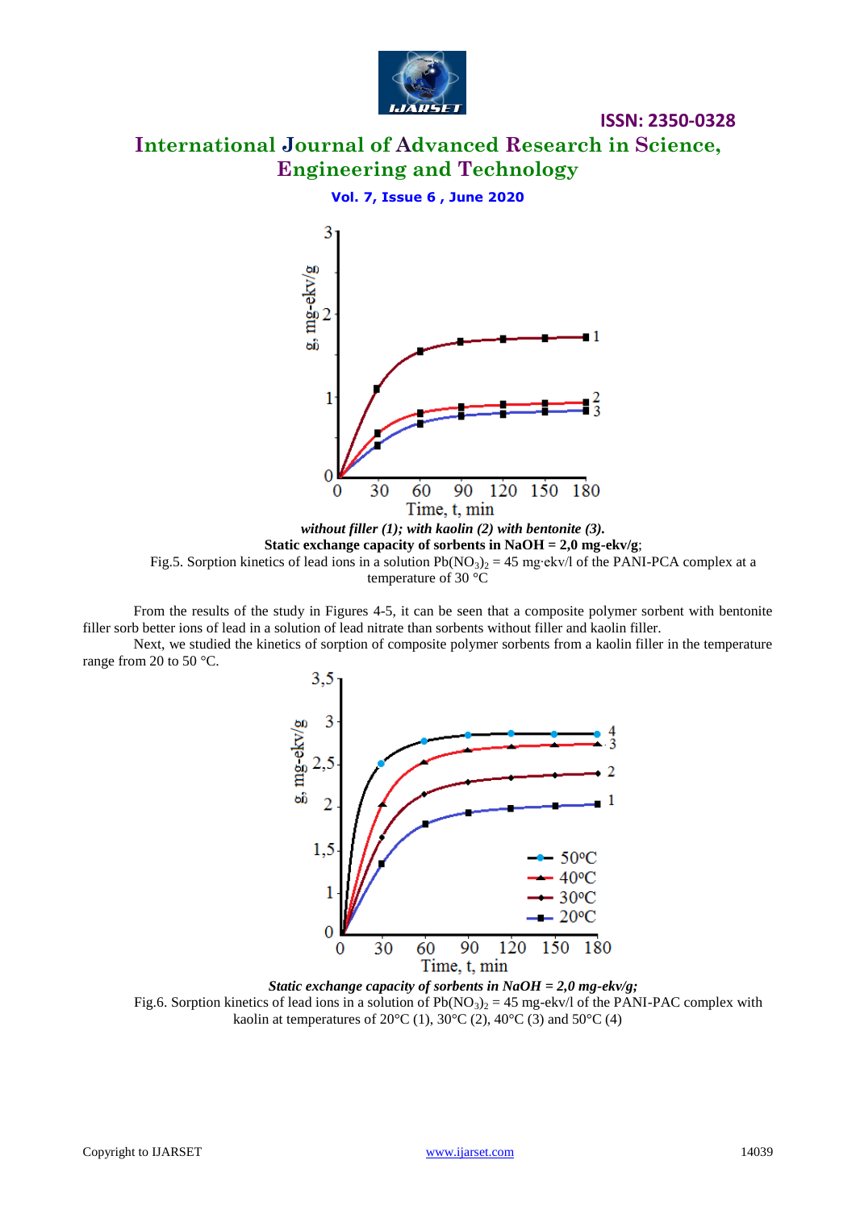*without filler (1); with kaolin (2) with bentonite (3).*

**Static exchange capacity of sorbents in NaOH = 2,0 mg-ekv/g**;

Fig.5. Sorption kinetics of lead ions in a solution $Pb(NO_3)_2$ = 45 mg·ekv/l of the PANI-PCA complex at a temperature of 30 °C

From the results of the study in Figures 4-5, it can be seen that a composite polymer sorbent with bentonite filler sorb better ions of lead in a solution of lead nitrate than sorbents without filler and kaolin filler.

Next, we studied the kinetics of sorption of composite polymer sorbents from a kaolin filler in the temperature range from 20 to 50 °C.

***Static exchange capacity of sorbents in NaOH = 2,0 mg-ekv/g;***

Fig.6. Sorption kinetics of lead ions in a solution of $Pb(NO_3)_2$ = 45 mg-ekv/l of the PANI-PAC complex with kaolin at temperatures of 20°C (1), 30°C (2), 40°C (3) and 50°C (4)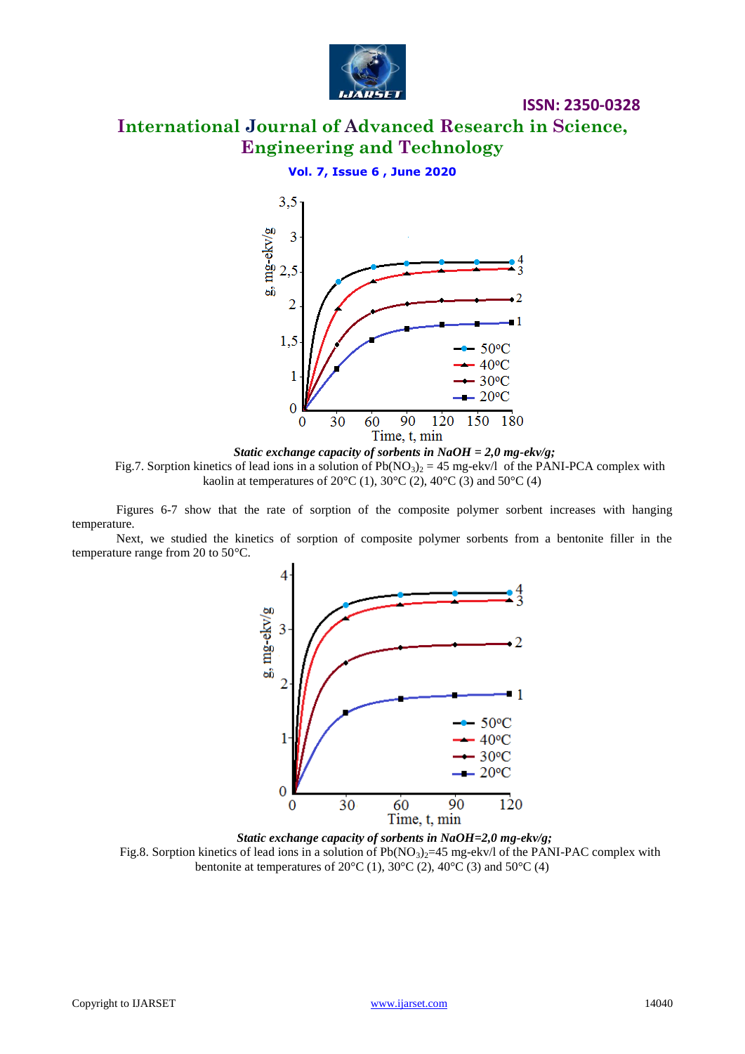*Static exchange capacity of sorbents in NaOH = 2,0 mg-ekv/g;*

Fig.7. Sorption kinetics of lead ions in a solution of $Pb(NO_3)_2$ = 45 mg-ekv/l of the PANI-PCA complex with kaolin at temperatures of 20°C (1), 30°C (2), 40°C (3) and 50°C (4)

Figures 6-7 show that the rate of sorption of the composite polymer sorbent increases with hanging temperature.

Next, we studied the kinetics of sorption of composite polymer sorbents from a bentonite filler in the temperature range from 20 to 50°C.

*Static exchange capacity of sorbents in NaOH=2,0 mg-ekv/g;*

Fig.8. Sorption kinetics of lead ions in a solution of $Pb(NO_3)_2$=45 mg-ekv/l of the PANI-PAC complex with bentonite at temperatures of 20°C (1), 30°C (2), 40°C (3) and 50°C (4)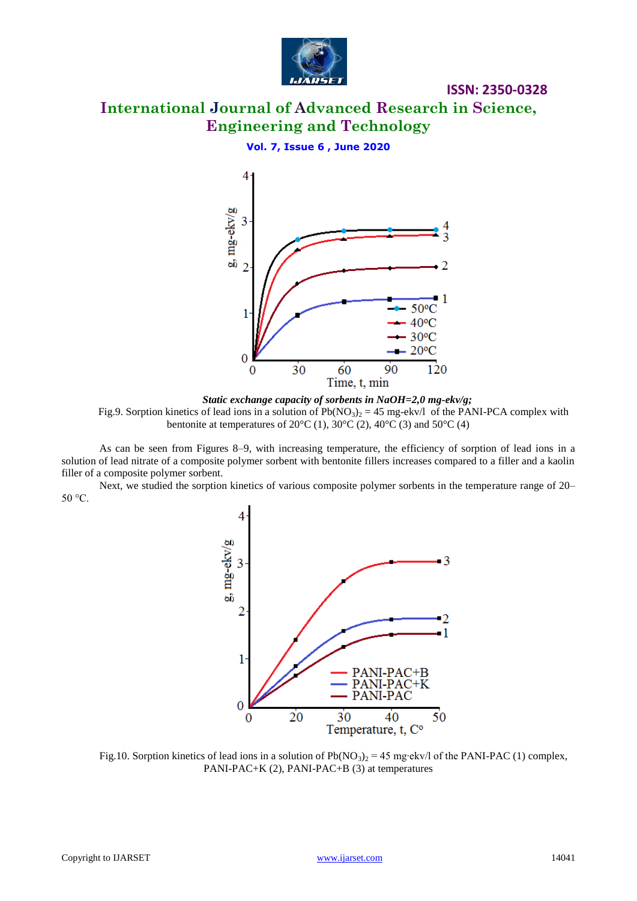*Static exchange capacity of sorbents in NaOH=2,0 mg-ekv/g;*

Fig.9. Sorption kinetics of lead ions in a solution of $Pb(NO_3)_2$ = 45 mg-ekv/l of the PANI-PCA complex with bentonite at temperatures of 20°C (1), 30°C (2), 40°C (3) and 50°C (4)

As can be seen from Figures 8–9, with increasing temperature, the efficiency of sorption of lead ions in a solution of lead nitrate of a composite polymer sorbent with bentonite fillers increases compared to a filler and a kaolin filler of a composite polymer sorbent.

Next, we studied the sorption kinetics of various composite polymer sorbents in the temperature range of 20–50 °C.

Fig.10. Sorption kinetics of lead ions in a solution of $Pb(NO_3)_2$ = 45 mg·ekv/l of the PANI-PAC (1) complex, PANI-PAC+K (2), PANI-PAC+B (3) at temperatures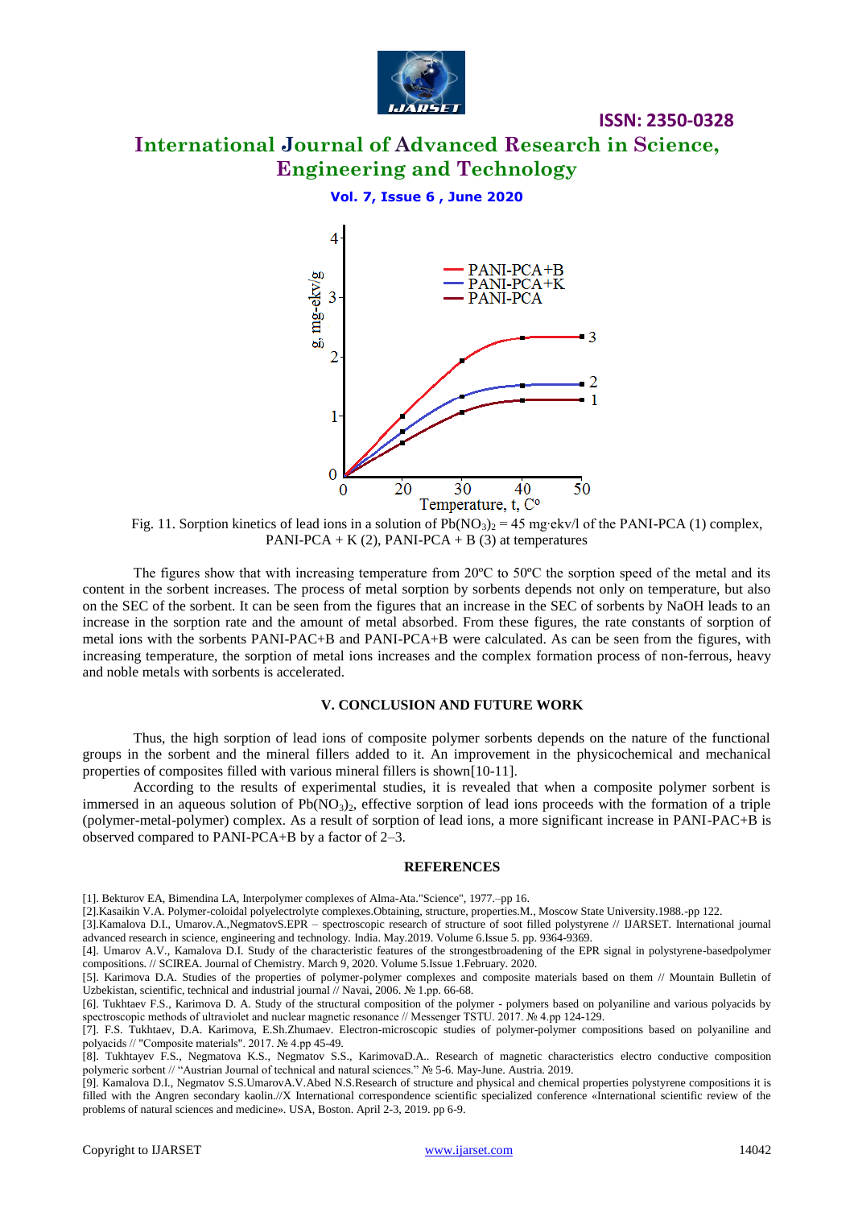Fig. 11. Sorption kinetics of lead ions in a solution of $Pb(NO_3)_2$ = 45 mg·ekv/l of the PANI-PCA (1) complex, PANI-PCA + K (2), PANI-PCA + B (3) at temperatures

The figures show that with increasing temperature from 20ºC to 50ºC the sorption speed of the metal and its content in the sorbent increases. The process of metal sorption by sorbents depends not only on temperature, but also on the SEC of the sorbent. It can be seen from the figures that an increase in the SEC of sorbents by NaOH leads to an increase in the sorption rate and the amount of metal absorbed. From these figures, the rate constants of sorption of metal ions with the sorbents PANI-PAC+B and PANI-PCA+B were calculated. As can be seen from the figures, with increasing temperature, the sorption of metal ions increases and the complex formation process of non-ferrous, heavy and noble metals with sorbents is accelerated.

## V. CONCLUSION AND FUTURE WORK

Thus, the high sorption of lead ions of composite polymer sorbents depends on the nature of the functional groups in the sorbent and the mineral fillers added to it. An improvement in the physicochemical and mechanical properties of composites filled with various mineral fillers is shown[10-11].

According to the results of experimental studies, it is revealed that when a composite polymer sorbent is immersed in an aqueous solution of $Pb(NO_3)_2$, effective sorption of lead ions proceeds with the formation of a triple (polymer-metal-polymer) complex. As a result of sorption of lead ions, a more significant increase in PANI-PAC+B is observed compared to PANI-PCA+B by a factor of 2–3.

## REFERENCES

[1]. Bekturov EA, Bimendina LA, Interpolymer complexes of Alma-Ata."Science", 1977.–pp 16.

[2].Kasaikin V.A. Polymer-coloidal polyelectrolyte complexes.Obtaining, structure, properties.M., Moscow State University.1988.-pp 122.

[3].Kamalova D.I., Umarov.A.,NegmatovS.EPR – spectroscopic research of structure of soot filled polystyrene // IJARSET. International journal advanced research in science, engineering and technology. India. May.2019. Volume 6.Issue 5. pp. 9364-9369.

[4]. Umarov A.V., Kamalova D.I. Study of the characteristic features of the strongestbroadening of the EPR signal in polystyrene-basedpolymer compositions. // SCIREA. Journal of Chemistry. March 9, 2020. Volume 5.Issue 1.February. 2020.

[5]. Karimova D.A. Studies of the properties of polymer-polymer complexes and composite materials based on them // Mountain Bulletin of Uzbekistan, scientific, technical and industrial journal // Navai, 2006. № 1.pp. 66-68.

[6]. Tukhtaev F.S., Karimova D. A. Study of the structural composition of the polymer - polymers based on polyaniline and various polyacids by spectroscopic methods of ultraviolet and nuclear magnetic resonance // Messenger TSTU. 2017. № 4.pp 124-129.

[7]. F.S. Tukhtaev, D.A. Karimova, E.Sh.Zhumaev. Electron-microscopic studies of polymer-polymer compositions based on polyaniline and polyacids // "Composite materials". 2017. № 4.pp 45-49.

[8]. Tukhtayev F.S., Negmatova K.S., Negmatov S.S., KarimovaD.A.. Research of magnetic characteristics electro conductive composition polymeric sorbent // "Austrian Journal of technical and natural sciences." № 5-6. May-June. Austria. 2019.

[9]. Kamalova D.I., Negmatov S.S.UmarovA.V.Abed N.S.Research of structure and physical and chemical properties polystyrene compositions it is filled with the Angren secondary kaolin.//X International correspondence scientific specialized conference «International scientific review of the problems of natural sciences and medicine». USA, Boston. April 2-3, 2019. pp 6-9.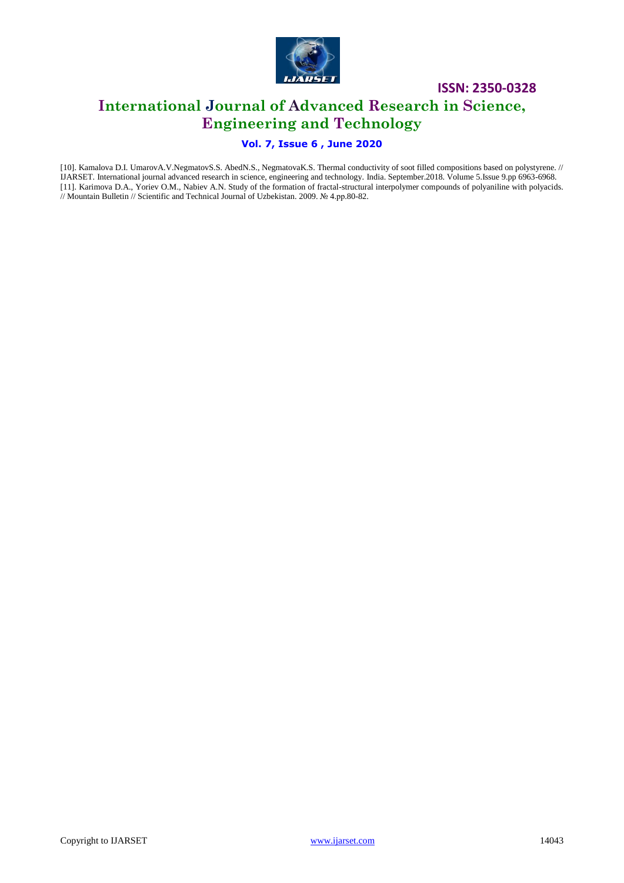[10]. Kamalova D.I. UmarovA.V.NegmatovS.S. AbedN.S., NegmatovaK.S. Thermal conductivity of soot filled compositions based on polystyrene. // IJARSET. International journal advanced research in science, engineering and technology. India. September.2018. Volume 5.Issue 9.pp 6963-6968.

[11]. Karimova D.A., Yoriev O.M., Nabiev A.N. Study of the formation of fractal-structural interpolymer compounds of polyaniline with polyacids. // Mountain Bulletin // Scientific and Technical Journal of Uzbekistan. 2009. № 4.pp.80-82.